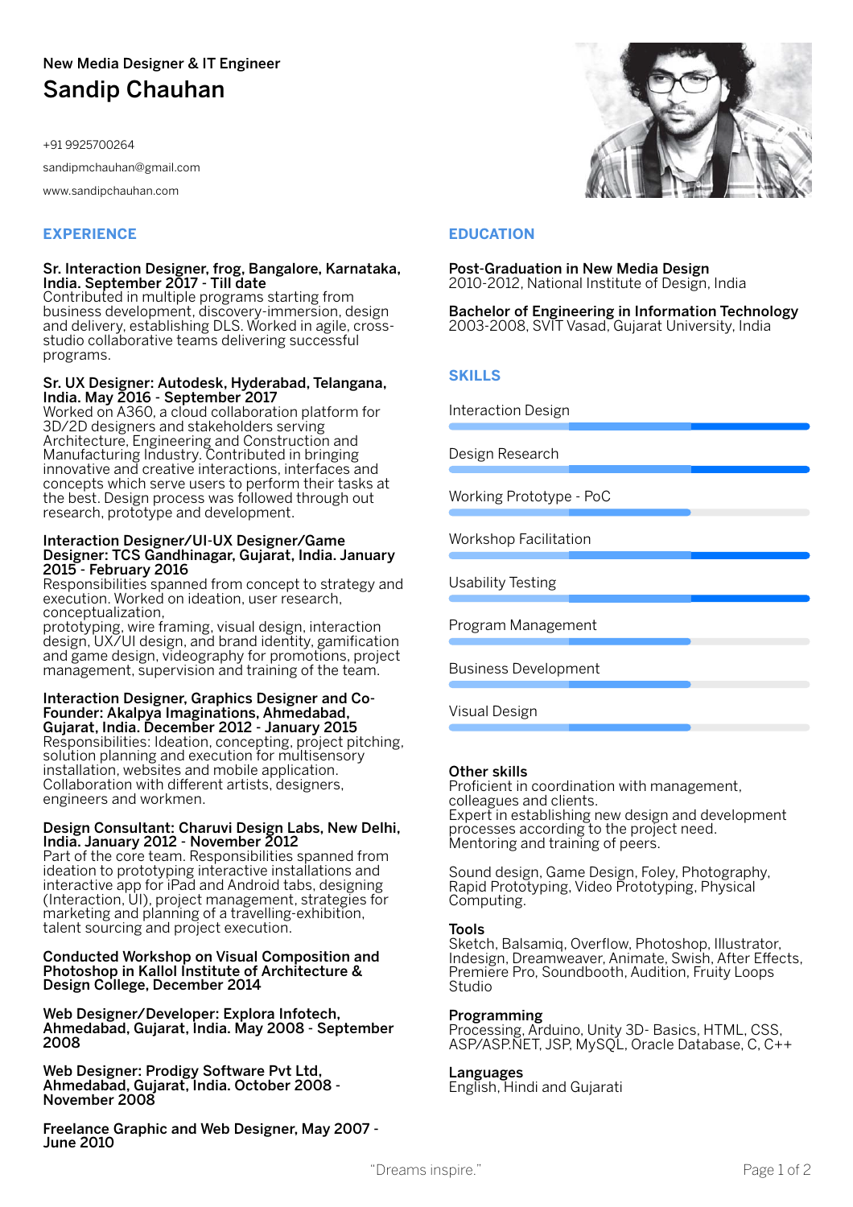New Media Designer & IT Engineer

# Sandip Chauhan

+91 9925700264

sandipmchauhan@gmail.com

www.sandipchauhan.com

## EXPERIENCE

**Sr. Interaction Designer, frog, Bangalore, Karnataka, India. September 2017 - Till date**
Contributed in multiple programs starting from business development, discovery-immersion, design and delivery, establishing DLS. Worked in agile, cross-studio collaborative teams delivering successful programs.

**Sr. UX Designer: Autodesk, Hyderabad, Telangana, India. May 2016 - September 2017**
Worked on A360, a cloud collaboration platform for 3D/2D designers and stakeholders serving Architecture, Engineering and Construction and Manufacturing Industry. Contributed in bringing innovative and creative interactions, interfaces and concepts which serve users to perform their tasks at the best. Design process was followed through out research, prototype and development.

**Interaction Designer/UI-UX Designer/Game Designer: TCS Gandhinagar, Gujarat, India. January 2015 - February 2016**
Responsibilities spanned from concept to strategy and execution. Worked on ideation, user research, conceptualization,
prototyping, wire framing, visual design, interaction design, UX/UI design, and brand identity, gamification and game design, videography for promotions, project management, supervision and training of the team.

**Interaction Designer, Graphics Designer and Co-Founder: Akalpya Imaginations, Ahmedabad, Gujarat, India. December 2012 - January 2015**
Responsibilities: Ideation, concepting, project pitching, solution planning and execution for multisensory installation, websites and mobile application. Collaboration with different artists, designers, engineers and workmen.

**Design Consultant: Charuvi Design Labs, New Delhi, India. January 2012 - November 2012**
Part of the core team. Responsibilities spanned from ideation to prototyping interactive installations and interactive app for iPad and Android tabs, designing (Interaction, UI), project management, strategies for marketing and planning of a travelling-exhibition, talent sourcing and project execution.

**Conducted Workshop on Visual Composition and Photoshop in Kallol Institute of Architecture & Design College, December 2014**

**Web Designer/Developer: Explora Infotech, Ahmedabad, Gujarat, India. May 2008 - September 2008**

**Web Designer: Prodigy Software Pvt Ltd, Ahmedabad, Gujarat, India. October 2008 - November 2008**

**Freelance Graphic and Web Designer, May 2007 - June 2010**

## EDUCATION

**Post-Graduation in New Media Design**
2010-2012, National Institute of Design, India

**Bachelor of Engineering in Information Technology**
2003-2008, SVIT Vasad, Gujarat University, India

## SKILLS

- Interaction Design
- Design Research
- Working Prototype - PoC
- Workshop Facilitation
- Usability Testing
- Program Management
- Business Development
- Visual Design

**Other skills**
Proficient in coordination with management, colleagues and clients.
Expert in establishing new design and development processes according to the project need.
Mentoring and training of peers.

Sound design, Game Design, Foley, Photography, Rapid Prototyping, Video Prototyping, Physical Computing.

**Tools**
Sketch, Balsamiq, Overflow, Photoshop, Illustrator, Indesign, Dreamweaver, Animate, Swish, After Effects, Premiere Pro, Soundbooth, Audition, Fruity Loops Studio

**Programming**
Processing, Arduino, Unity 3D- Basics, HTML, CSS, ASP/ASP.NET, JSP, MySQL, Oracle Database, C, C++

**Languages**
English, Hindi and Gujarati

"Dreams inspire."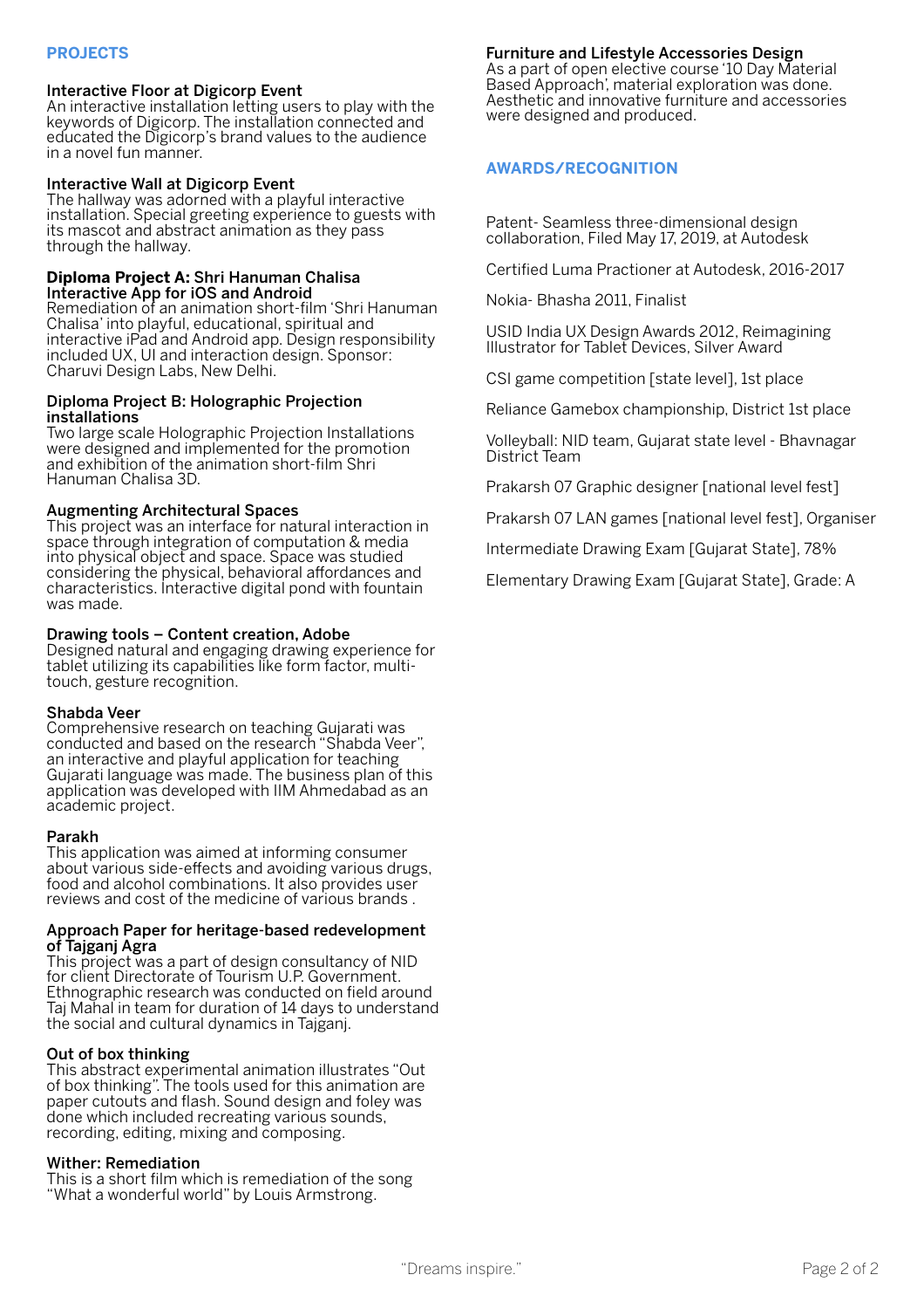## PROJECTS

### Interactive Floor at Digicorp Event
An interactive installation letting users to play with the keywords of Digicorp. The installation connected and educated the Digicorp's brand values to the audience in a novel fun manner.

### Interactive Wall at Digicorp Event
The hallway was adorned with a playful interactive installation. Special greeting experience to guests with its mascot and abstract animation as they pass through the hallway.

### **Diploma Project A:** Shri Hanuman Chalisa Interactive App for iOS and Android
Remediation of an animation short-film 'Shri Hanuman Chalisa' into playful, educational, spiritual and interactive iPad and Android app. Design responsibility included UX, UI and interaction design. Sponsor: Charuvi Design Labs, New Delhi.

### Diploma Project B: Holographic Projection installations
Two large scale Holographic Projection Installations were designed and implemented for the promotion and exhibition of the animation short-film Shri Hanuman Chalisa 3D.

### Augmenting Architectural Spaces
This project was an interface for natural interaction in space through integration of computation & media into physical object and space. Space was studied considering the physical, behavioral affordances and characteristics. Interactive digital pond with fountain was made.

### Drawing tools – Content creation, Adobe
Designed natural and engaging drawing experience for tablet utilizing its capabilities like form factor, multi-touch, gesture recognition.

### Shabda Veer
Comprehensive research on teaching Gujarati was conducted and based on the research "Shabda Veer", an interactive and playful application for teaching Gujarati language was made. The business plan of this application was developed with IIM Ahmedabad as an academic project.

### Parakh
This application was aimed at informing consumer about various side-effects and avoiding various drugs, food and alcohol combinations. It also provides user reviews and cost of the medicine of various brands .

### Approach Paper for heritage-based redevelopment of Tajganj Agra
This project was a part of design consultancy of NID for client Directorate of Tourism U.P. Government. Ethnographic research was conducted on field around Taj Mahal in team for duration of 14 days to understand the social and cultural dynamics in Tajganj.

### Out of box thinking
This abstract experimental animation illustrates "Out of box thinking". The tools used for this animation are paper cutouts and flash. Sound design and foley was done which included recreating various sounds, recording, editing, mixing and composing.

### Wither: Remediation
This is a short film which is remediation of the song "What a wonderful world" by Louis Armstrong.

### Furniture and Lifestyle Accessories Design
As a part of open elective course '10 Day Material Based Approach', material exploration was done. Aesthetic and innovative furniture and accessories were designed and produced.

## AWARDS/RECOGNITION

Patent- Seamless three-dimensional design collaboration, Filed May 17, 2019, at Autodesk

Certified Luma Practioner at Autodesk, 2016-2017

Nokia- Bhasha 2011, Finalist

USID India UX Design Awards 2012, Reimagining Illustrator for Tablet Devices, Silver Award

CSI game competition [state level], 1st place

Reliance Gamebox championship, District 1st place

Volleyball: NID team, Gujarat state level - Bhavnagar District Team

Prakarsh 07 Graphic designer [national level fest]

Prakarsh 07 LAN games [national level fest], Organiser

Intermediate Drawing Exam [Gujarat State], 78%

Elementary Drawing Exam [Gujarat State], Grade: A

"Dreams inspire."